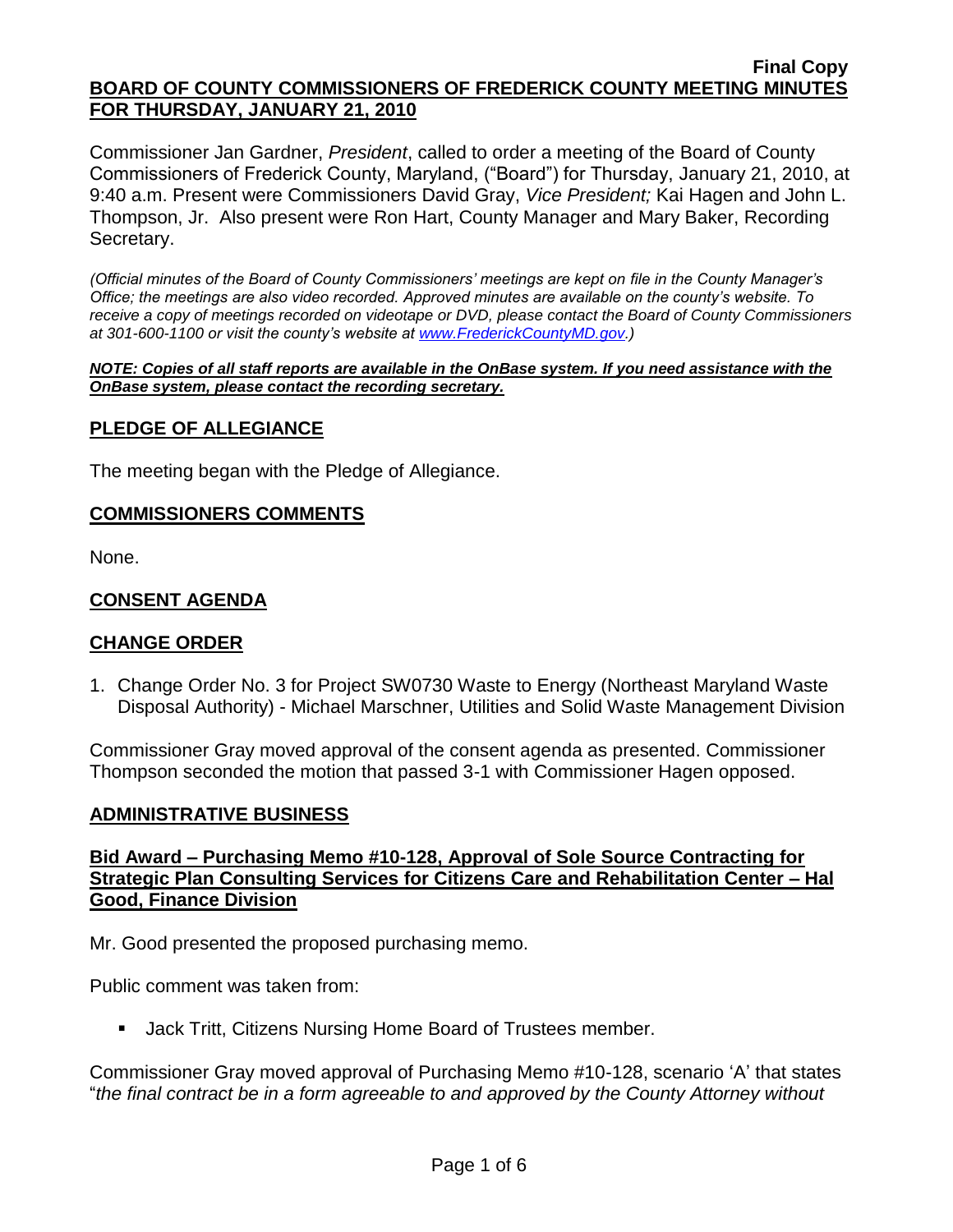**Final Copy**

**BOARD OF COUNTY COMMISSIONERS OF FREDERICK COUNTY MEETING MINUTES FOR THURSDAY, JANUARY 21, 2010**

Commissioner Jan Gardner, *President*, called to order a meeting of the Board of County Commissioners of Frederick County, Maryland, ("Board") for Thursday, January 21, 2010, at 9:40 a.m. Present were Commissioners David Gray, *Vice President;* Kai Hagen and John L. Thompson, Jr. Also present were Ron Hart, County Manager and Mary Baker, Recording Secretary.

*(Official minutes of the Board of County Commissioners' meetings are kept on file in the County Manager's Office; the meetings are also video recorded. Approved minutes are available on the county's website. To receive a copy of meetings recorded on videotape or DVD, please contact the Board of County Commissioners at 301-600-1100 or visit the county's website at www.FrederickCountyMD.gov.)*

***NOTE: Copies of all staff reports are available in the OnBase system. If you need assistance with the OnBase system, please contact the recording secretary.***

## PLEDGE OF ALLEGIANCE

The meeting began with the Pledge of Allegiance.

## COMMISSIONERS COMMENTS

None.

## CONSENT AGENDA

## CHANGE ORDER

1. Change Order No. 3 for Project SW0730 Waste to Energy (Northeast Maryland Waste Disposal Authority) - Michael Marschner, Utilities and Solid Waste Management Division

Commissioner Gray moved approval of the consent agenda as presented. Commissioner Thompson seconded the motion that passed 3-1 with Commissioner Hagen opposed.

## ADMINISTRATIVE BUSINESS

### Bid Award – Purchasing Memo #10-128, Approval of Sole Source Contracting for Strategic Plan Consulting Services for Citizens Care and Rehabilitation Center – Hal Good, Finance Division

Mr. Good presented the proposed purchasing memo.

Public comment was taken from:

- Jack Tritt, Citizens Nursing Home Board of Trustees member.

Commissioner Gray moved approval of Purchasing Memo #10-128, scenario 'A' that states "*the final contract be in a form agreeable to and approved by the County Attorney without*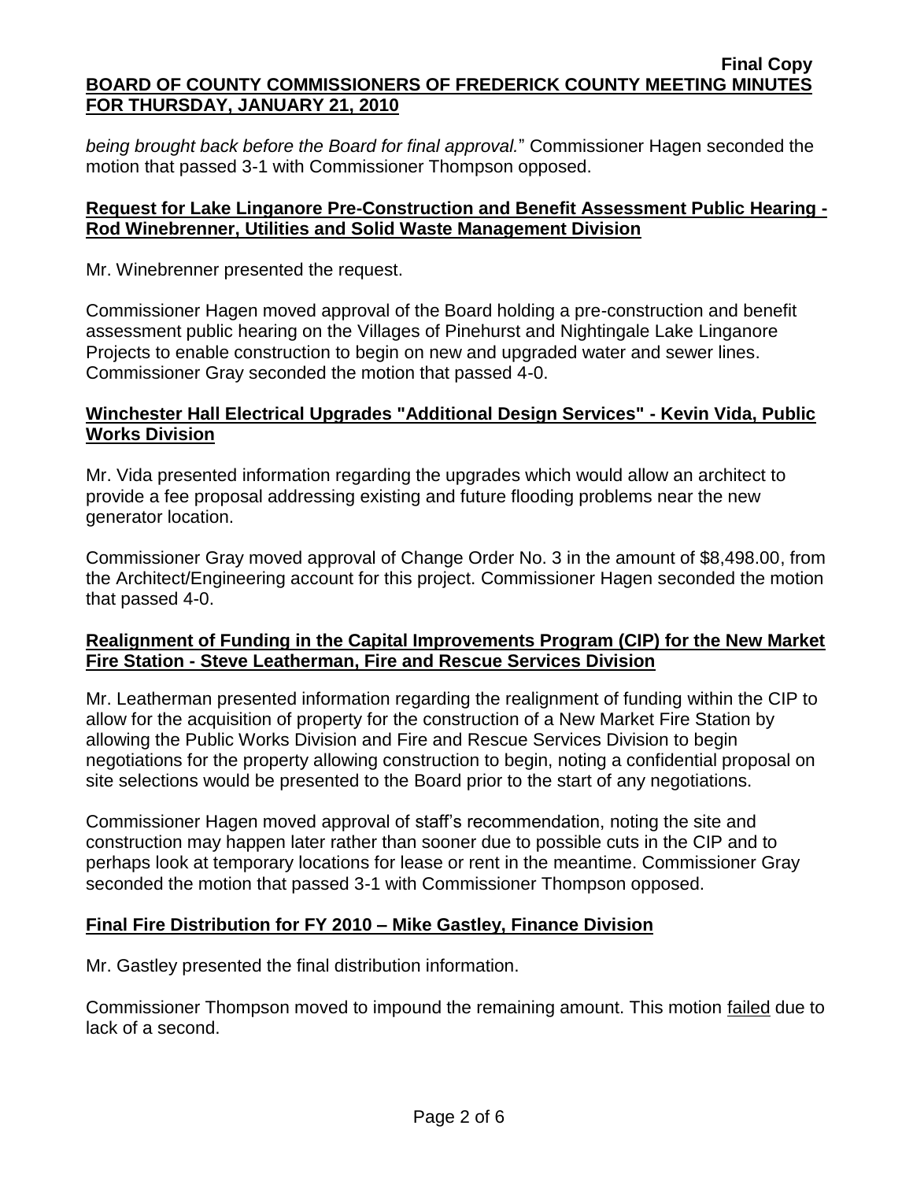*being brought back before the Board for final approval.*" Commissioner Hagen seconded the motion that passed 3-1 with Commissioner Thompson opposed.

## Request for Lake Linganore Pre-Construction and Benefit Assessment Public Hearing - Rod Winebrenner, Utilities and Solid Waste Management Division

Mr. Winebrenner presented the request.

Commissioner Hagen moved approval of the Board holding a pre-construction and benefit assessment public hearing on the Villages of Pinehurst and Nightingale Lake Linganore Projects to enable construction to begin on new and upgraded water and sewer lines. Commissioner Gray seconded the motion that passed 4-0.

## Winchester Hall Electrical Upgrades "Additional Design Services" - Kevin Vida, Public Works Division

Mr. Vida presented information regarding the upgrades which would allow an architect to provide a fee proposal addressing existing and future flooding problems near the new generator location.

Commissioner Gray moved approval of Change Order No. 3 in the amount of $8,498.00, from the Architect/Engineering account for this project. Commissioner Hagen seconded the motion that passed 4-0.

## Realignment of Funding in the Capital Improvements Program (CIP) for the New Market Fire Station - Steve Leatherman, Fire and Rescue Services Division

Mr. Leatherman presented information regarding the realignment of funding within the CIP to allow for the acquisition of property for the construction of a New Market Fire Station by allowing the Public Works Division and Fire and Rescue Services Division to begin negotiations for the property allowing construction to begin, noting a confidential proposal on site selections would be presented to the Board prior to the start of any negotiations.

Commissioner Hagen moved approval of staff's recommendation, noting the site and construction may happen later rather than sooner due to possible cuts in the CIP and to perhaps look at temporary locations for lease or rent in the meantime. Commissioner Gray seconded the motion that passed 3-1 with Commissioner Thompson opposed.

## Final Fire Distribution for FY 2010 – Mike Gastley, Finance Division

Mr. Gastley presented the final distribution information.

Commissioner Thompson moved to impound the remaining amount. This motion failed due to lack of a second.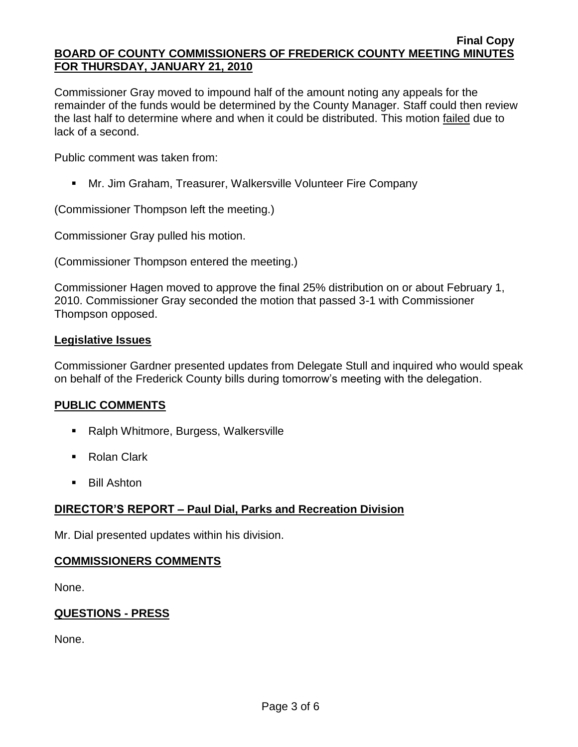Commissioner Gray moved to impound half of the amount noting any appeals for the remainder of the funds would be determined by the County Manager. Staff could then review the last half to determine where and when it could be distributed. This motion failed due to lack of a second.

Public comment was taken from:

- Mr. Jim Graham, Treasurer, Walkersville Volunteer Fire Company

(Commissioner Thompson left the meeting.)

Commissioner Gray pulled his motion.

(Commissioner Thompson entered the meeting.)

Commissioner Hagen moved to approve the final 25% distribution on or about February 1, 2010. Commissioner Gray seconded the motion that passed 3-1 with Commissioner Thompson opposed.

## Legislative Issues

Commissioner Gardner presented updates from Delegate Stull and inquired who would speak on behalf of the Frederick County bills during tomorrow's meeting with the delegation.

## PUBLIC COMMENTS

- Ralph Whitmore, Burgess, Walkersville
- Rolan Clark
- Bill Ashton

## DIRECTOR'S REPORT – Paul Dial, Parks and Recreation Division

Mr. Dial presented updates within his division.

## COMMISSIONERS COMMENTS

None.

## QUESTIONS - PRESS

None.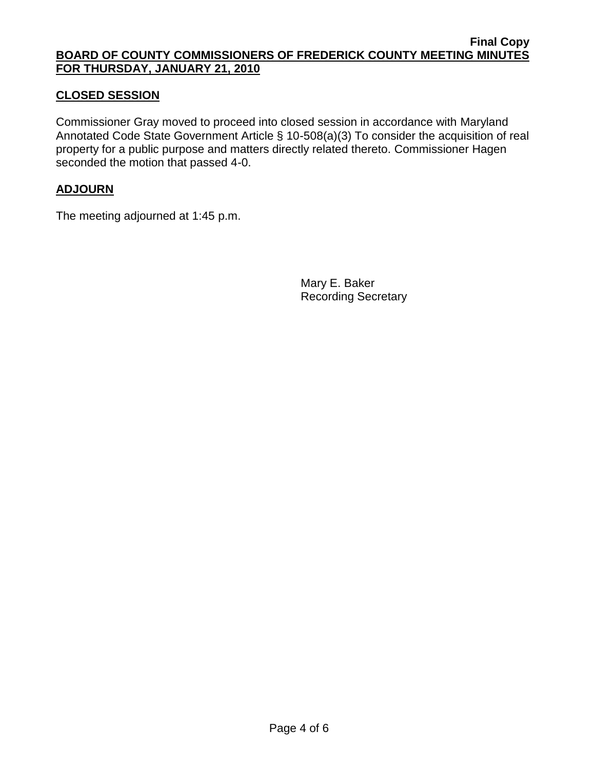**Final Copy**

**BOARD OF COUNTY COMMISSIONERS OF FREDERICK COUNTY MEETING MINUTES FOR THURSDAY, JANUARY 21, 2010**

## CLOSED SESSION

Commissioner Gray moved to proceed into closed session in accordance with Maryland Annotated Code State Government Article § 10-508(a)(3) To consider the acquisition of real property for a public purpose and matters directly related thereto. Commissioner Hagen seconded the motion that passed 4-0.

## ADJOURN

The meeting adjourned at 1:45 p.m.

Mary E. Baker
Recording Secretary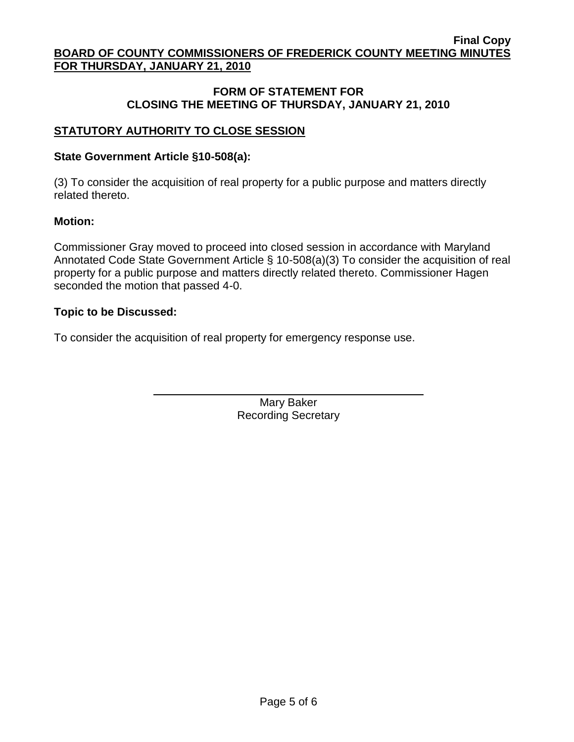**Final Copy**
**BOARD OF COUNTY COMMISSIONERS OF FREDERICK COUNTY MEETING MINUTES FOR THURSDAY, JANUARY 21, 2010**

## FORM OF STATEMENT FOR CLOSING THE MEETING OF THURSDAY, JANUARY 21, 2010

### STATUTORY AUTHORITY TO CLOSE SESSION

**State Government Article §10-508(a):**

(3) To consider the acquisition of real property for a public purpose and matters directly related thereto.

**Motion:**

Commissioner Gray moved to proceed into closed session in accordance with Maryland Annotated Code State Government Article § 10-508(a)(3) To consider the acquisition of real property for a public purpose and matters directly related thereto. Commissioner Hagen seconded the motion that passed 4-0.

**Topic to be Discussed:**

To consider the acquisition of real property for emergency response use.

Mary Baker
Recording Secretary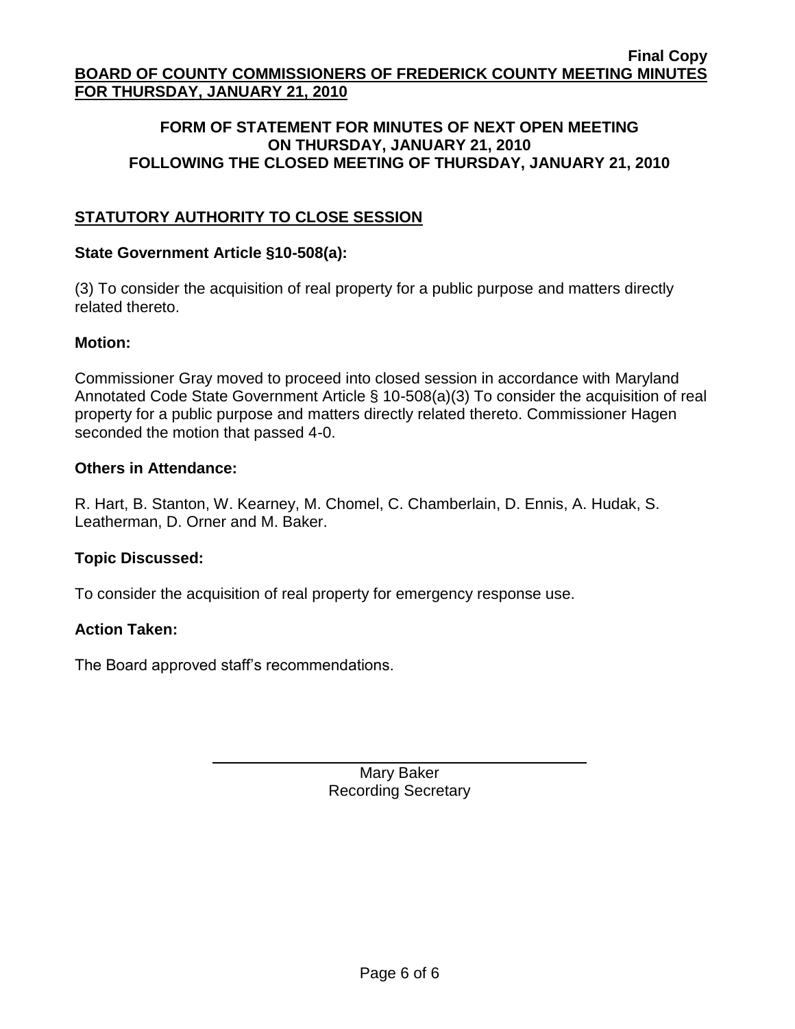## FORM OF STATEMENT FOR MINUTES OF NEXT OPEN MEETING ON THURSDAY, JANUARY 21, 2010 FOLLOWING THE CLOSED MEETING OF THURSDAY, JANUARY 21, 2010

### STATUTORY AUTHORITY TO CLOSE SESSION

**State Government Article §10-508(a):**

(3) To consider the acquisition of real property for a public purpose and matters directly related thereto.

**Motion:**

Commissioner Gray moved to proceed into closed session in accordance with Maryland Annotated Code State Government Article § 10-508(a)(3) To consider the acquisition of real property for a public purpose and matters directly related thereto. Commissioner Hagen seconded the motion that passed 4-0.

**Others in Attendance:**

R. Hart, B. Stanton, W. Kearney, M. Chomel, C. Chamberlain, D. Ennis, A. Hudak, S. Leatherman, D. Orner and M. Baker.

**Topic Discussed:**

To consider the acquisition of real property for emergency response use.

**Action Taken:**

The Board approved staff's recommendations.

Mary Baker
Recording Secretary